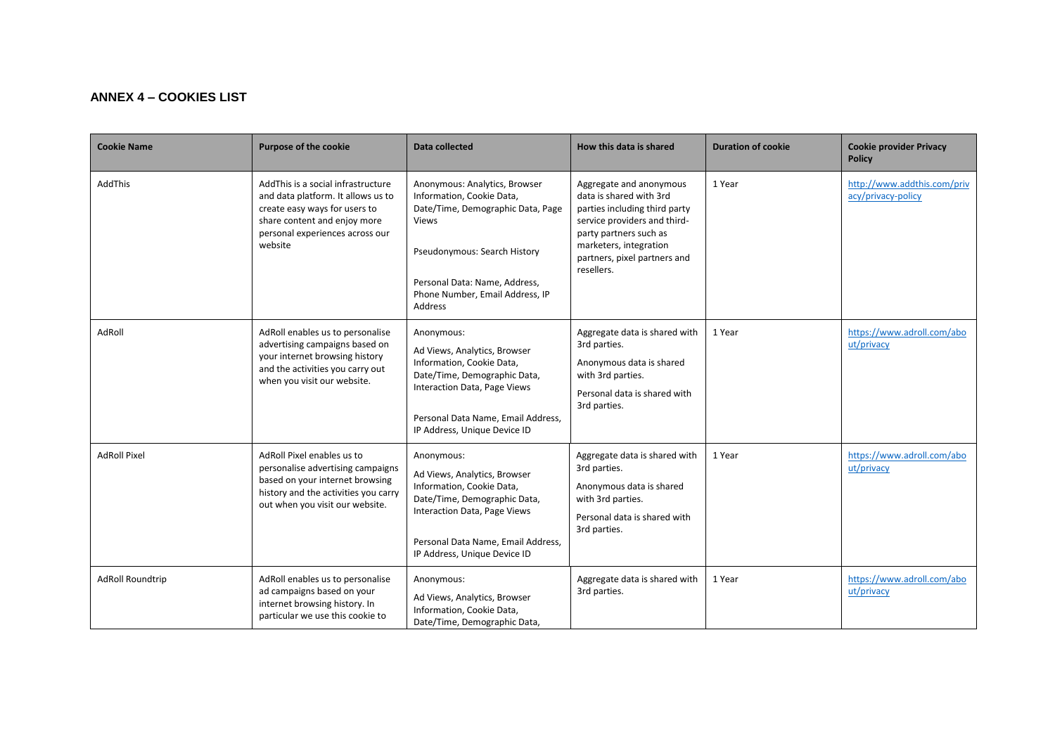## ANNEX 4 – COOKIES LIST

| Cookie Name | Purpose of the cookie | Data collected | How this data is shared | Duration of cookie | Cookie provider Privacy Policy |
|---|---|---|---|---|---|
| AddThis | AddThis is a social infrastructure and data platform. It allows us to create easy ways for users to share content and enjoy more personal experiences across our website | Anonymous: Analytics, Browser Information, Cookie Data, Date/Time, Demographic Data, Page Views<br><br>Pseudonymous: Search History<br><br>Personal Data: Name, Address, Phone Number, Email Address, IP Address | Aggregate and anonymous data is shared with 3rd parties including third party service providers and third-party partners such as marketers, integration partners, pixel partners and resellers. | 1 Year | http://www.addthis.com/privacy/privacy-policy |
| AdRoll | AdRoll enables us to personalise advertising campaigns based on your internet browsing history and the activities you carry out when you visit our website. | Anonymous:<br>Ad Views, Analytics, Browser Information, Cookie Data, Date/Time, Demographic Data, Interaction Data, Page Views<br><br>Personal Data Name, Email Address, IP Address, Unique Device ID | Aggregate data is shared with 3rd parties.<br>Anonymous data is shared with 3rd parties.<br>Personal data is shared with 3rd parties. | 1 Year | https://www.adroll.com/about/privacy |
| AdRoll Pixel | AdRoll Pixel enables us to personalise advertising campaigns based on your internet browsing history and the activities you carry out when you visit our website. | Anonymous:<br>Ad Views, Analytics, Browser Information, Cookie Data, Date/Time, Demographic Data, Interaction Data, Page Views<br><br>Personal Data Name, Email Address, IP Address, Unique Device ID | Aggregate data is shared with 3rd parties.<br>Anonymous data is shared with 3rd parties.<br>Personal data is shared with 3rd parties. | 1 Year | https://www.adroll.com/about/privacy |
| AdRoll Roundtrip | AdRoll enables us to personalise ad campaigns based on your internet browsing history. In particular we use this cookie to | Anonymous:<br>Ad Views, Analytics, Browser Information, Cookie Data, Date/Time, Demographic Data, | Aggregate data is shared with 3rd parties. | 1 Year | https://www.adroll.com/about/privacy |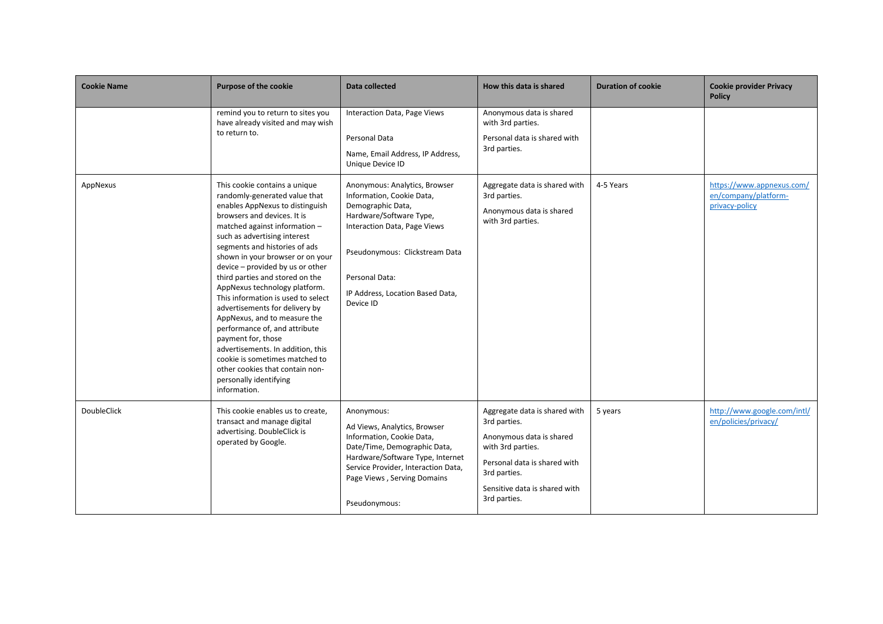| Cookie Name | Purpose of the cookie | Data collected | How this data is shared | Duration of cookie | Cookie provider Privacy Policy |
|---|---|---|---|---|---|
| | remind you to return to sites you have already visited and may wish to return to. | Interaction Data, Page Views<br><br>Personal Data<br><br>Name, Email Address, IP Address, Unique Device ID | Anonymous data is shared with 3rd parties.<br><br>Personal data is shared with 3rd parties. | | |
| AppNexus | This cookie contains a unique randomly-generated value that enables AppNexus to distinguish browsers and devices. It is matched against information – such as advertising interest segments and histories of ads shown in your browser or on your device – provided by us or other third parties and stored on the AppNexus technology platform. This information is used to select advertisements for delivery by AppNexus, and to measure the performance of, and attribute payment for, those advertisements. In addition, this cookie is sometimes matched to other cookies that contain non-personally identifying information. | Anonymous: Analytics, Browser Information, Cookie Data, Demographic Data, Hardware/Software Type, Interaction Data, Page Views<br><br>Pseudonymous: Clickstream Data<br><br>Personal Data:<br><br>IP Address, Location Based Data, Device ID | Aggregate data is shared with 3rd parties.<br><br>Anonymous data is shared with 3rd parties. | 4-5 Years | https://www.appnexus.com/en/company/platform-privacy-policy |
| DoubleClick | This cookie enables us to create, transact and manage digital advertising. DoubleClick is operated by Google. | Anonymous:<br><br>Ad Views, Analytics, Browser Information, Cookie Data, Date/Time, Demographic Data, Hardware/Software Type, Internet Service Provider, Interaction Data, Page Views , Serving Domains<br><br>Pseudonymous: | Aggregate data is shared with 3rd parties.<br><br>Anonymous data is shared with 3rd parties.<br><br>Personal data is shared with 3rd parties.<br><br>Sensitive data is shared with 3rd parties. | 5 years | http://www.google.com/intl/en/policies/privacy/ |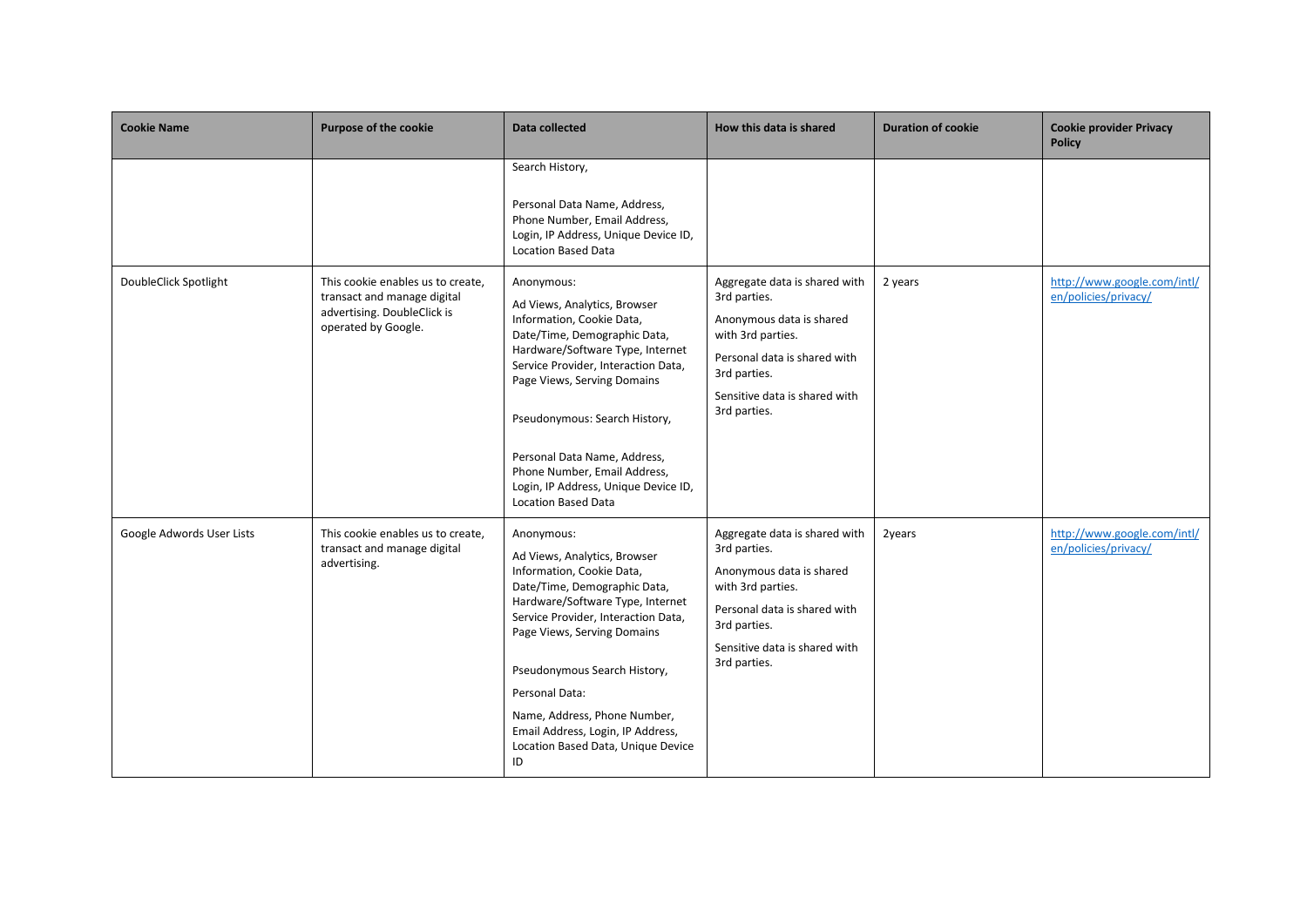| Cookie Name | Purpose of the cookie | Data collected | How this data is shared | Duration of cookie | Cookie provider Privacy Policy |
|---|---|---|---|---|---|
| | | Search History,<br><br>Personal Data Name, Address, Phone Number, Email Address, Login, IP Address, Unique Device ID, Location Based Data | | | |
| DoubleClick Spotlight | This cookie enables us to create, transact and manage digital advertising. DoubleClick is operated by Google. | Anonymous:<br><br>Ad Views, Analytics, Browser Information, Cookie Data, Date/Time, Demographic Data, Hardware/Software Type, Internet Service Provider, Interaction Data, Page Views, Serving Domains<br><br>Pseudonymous: Search History,<br><br>Personal Data Name, Address, Phone Number, Email Address, Login, IP Address, Unique Device ID, Location Based Data | Aggregate data is shared with 3rd parties.<br><br>Anonymous data is shared with 3rd parties.<br><br>Personal data is shared with 3rd parties.<br><br>Sensitive data is shared with 3rd parties. | 2 years | http://www.google.com/intl/en/policies/privacy/ |
| Google Adwords User Lists | This cookie enables us to create, transact and manage digital advertising. | Anonymous:<br><br>Ad Views, Analytics, Browser Information, Cookie Data, Date/Time, Demographic Data, Hardware/Software Type, Internet Service Provider, Interaction Data, Page Views, Serving Domains<br><br>Pseudonymous Search History,<br><br>Personal Data:<br><br>Name, Address, Phone Number, Email Address, Login, IP Address, Location Based Data, Unique Device ID | Aggregate data is shared with 3rd parties.<br><br>Anonymous data is shared with 3rd parties.<br><br>Personal data is shared with 3rd parties.<br><br>Sensitive data is shared with 3rd parties. | 2years | http://www.google.com/intl/en/policies/privacy/ |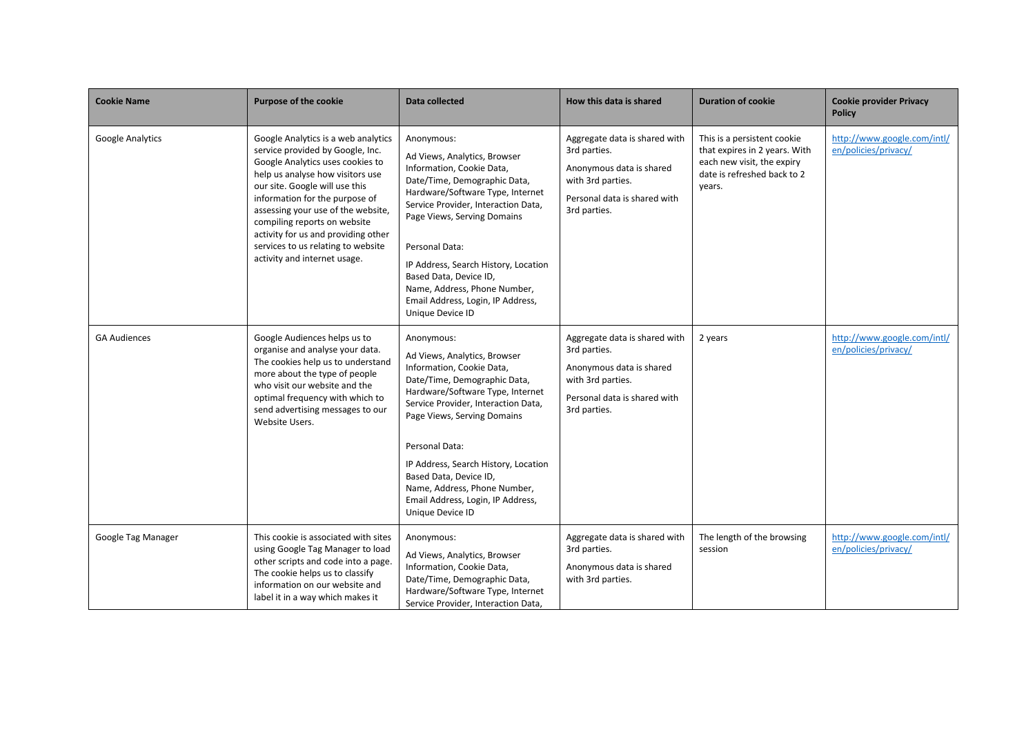| Cookie Name | Purpose of the cookie | Data collected | How this data is shared | Duration of cookie | Cookie provider Privacy Policy |
|---|---|---|---|---|---|
| Google Analytics | Google Analytics is a web analytics service provided by Google, Inc. Google Analytics uses cookies to help us analyse how visitors use our site. Google will use this information for the purpose of assessing your use of the website, compiling reports on website activity for us and providing other services to us relating to website activity and internet usage. | Anonymous:<br><br>Ad Views, Analytics, Browser Information, Cookie Data, Date/Time, Demographic Data, Hardware/Software Type, Internet Service Provider, Interaction Data, Page Views, Serving Domains<br><br>Personal Data:<br><br>IP Address, Search History, Location Based Data, Device ID, Name, Address, Phone Number, Email Address, Login, IP Address, Unique Device ID | Aggregate data is shared with 3rd parties.<br><br>Anonymous data is shared with 3rd parties.<br><br>Personal data is shared with 3rd parties. | This is a persistent cookie that expires in 2 years. With each new visit, the expiry date is refreshed back to 2 years. | http://www.google.com/intl/en/policies/privacy/ |
| GA Audiences | Google Audiences helps us to organise and analyse your data. The cookies help us to understand more about the type of people who visit our website and the optimal frequency with which to send advertising messages to our Website Users. | Anonymous:<br><br>Ad Views, Analytics, Browser Information, Cookie Data, Date/Time, Demographic Data, Hardware/Software Type, Internet Service Provider, Interaction Data, Page Views, Serving Domains<br><br>Personal Data:<br><br>IP Address, Search History, Location Based Data, Device ID, Name, Address, Phone Number, Email Address, Login, IP Address, Unique Device ID | Aggregate data is shared with 3rd parties.<br><br>Anonymous data is shared with 3rd parties.<br><br>Personal data is shared with 3rd parties. | 2 years | http://www.google.com/intl/en/policies/privacy/ |
| Google Tag Manager | This cookie is associated with sites using Google Tag Manager to load other scripts and code into a page. The cookie helps us to classify information on our website and label it in a way which makes it | Anonymous:<br><br>Ad Views, Analytics, Browser Information, Cookie Data, Date/Time, Demographic Data, Hardware/Software Type, Internet Service Provider, Interaction Data, | Aggregate data is shared with 3rd parties.<br><br>Anonymous data is shared with 3rd parties. | The length of the browsing session | http://www.google.com/intl/en/policies/privacy/ |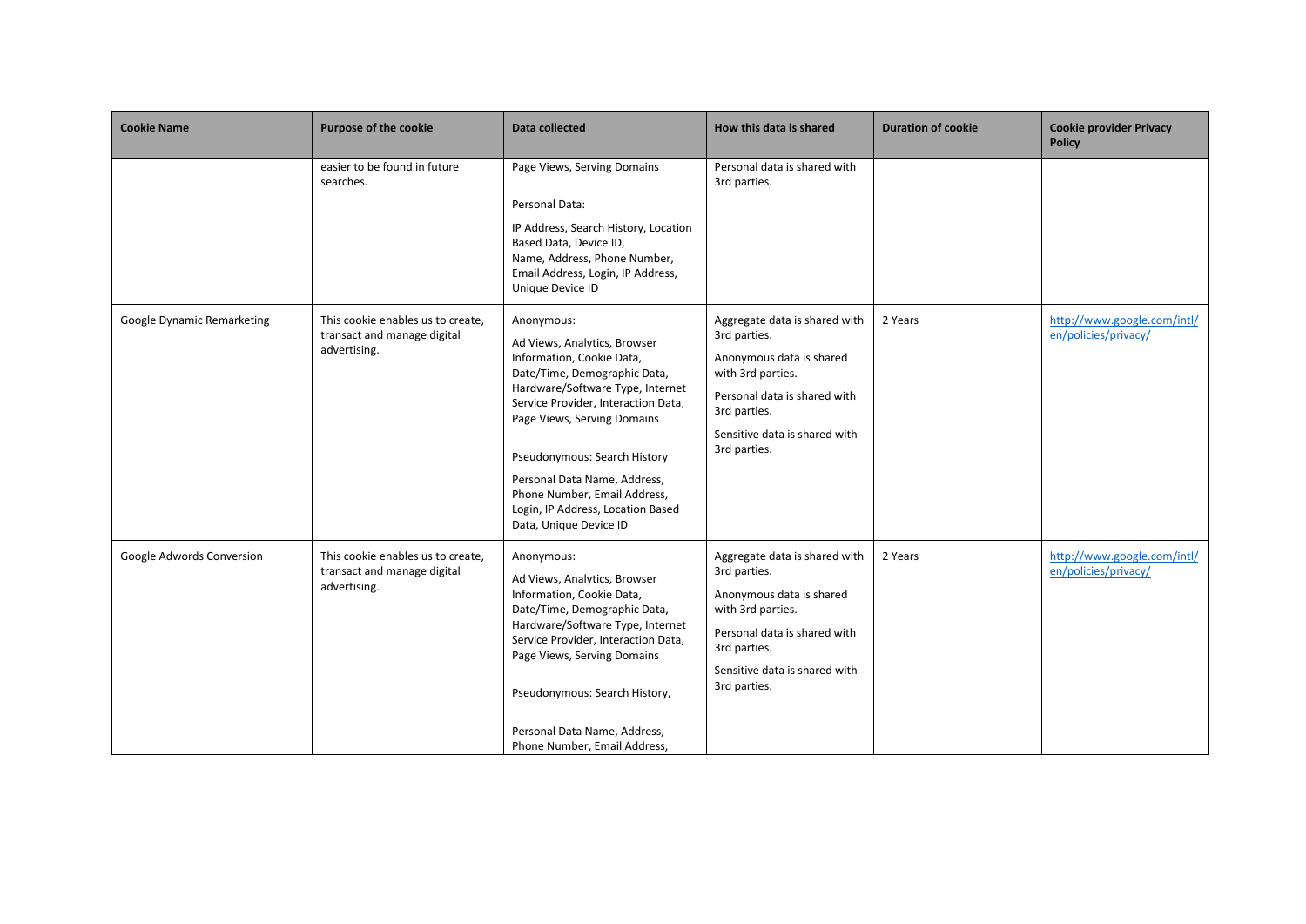| Cookie Name | Purpose of the cookie | Data collected | How this data is shared | Duration of cookie | Cookie provider Privacy Policy |
|---|---|---|---|---|---|
| | easier to be found in future searches. | Page Views, Serving Domains<br><br>Personal Data:<br><br>IP Address, Search History, Location Based Data, Device ID, Name, Address, Phone Number, Email Address, Login, IP Address, Unique Device ID | Personal data is shared with 3rd parties. | | |
| Google Dynamic Remarketing | This cookie enables us to create, transact and manage digital advertising. | Anonymous:<br><br>Ad Views, Analytics, Browser Information, Cookie Data, Date/Time, Demographic Data, Hardware/Software Type, Internet Service Provider, Interaction Data, Page Views, Serving Domains<br><br>Pseudonymous: Search History<br><br>Personal Data Name, Address, Phone Number, Email Address, Login, IP Address, Location Based Data, Unique Device ID | Aggregate data is shared with 3rd parties.<br><br>Anonymous data is shared with 3rd parties.<br><br>Personal data is shared with 3rd parties.<br><br>Sensitive data is shared with 3rd parties. | 2 Years | http://www.google.com/intl/en/policies/privacy/ |
| Google Adwords Conversion | This cookie enables us to create, transact and manage digital advertising. | Anonymous:<br><br>Ad Views, Analytics, Browser Information, Cookie Data, Date/Time, Demographic Data, Hardware/Software Type, Internet Service Provider, Interaction Data, Page Views, Serving Domains<br><br>Pseudonymous: Search History,<br><br>Personal Data Name, Address, Phone Number, Email Address, | Aggregate data is shared with 3rd parties.<br><br>Anonymous data is shared with 3rd parties.<br><br>Personal data is shared with 3rd parties.<br><br>Sensitive data is shared with 3rd parties. | 2 Years | http://www.google.com/intl/en/policies/privacy/ |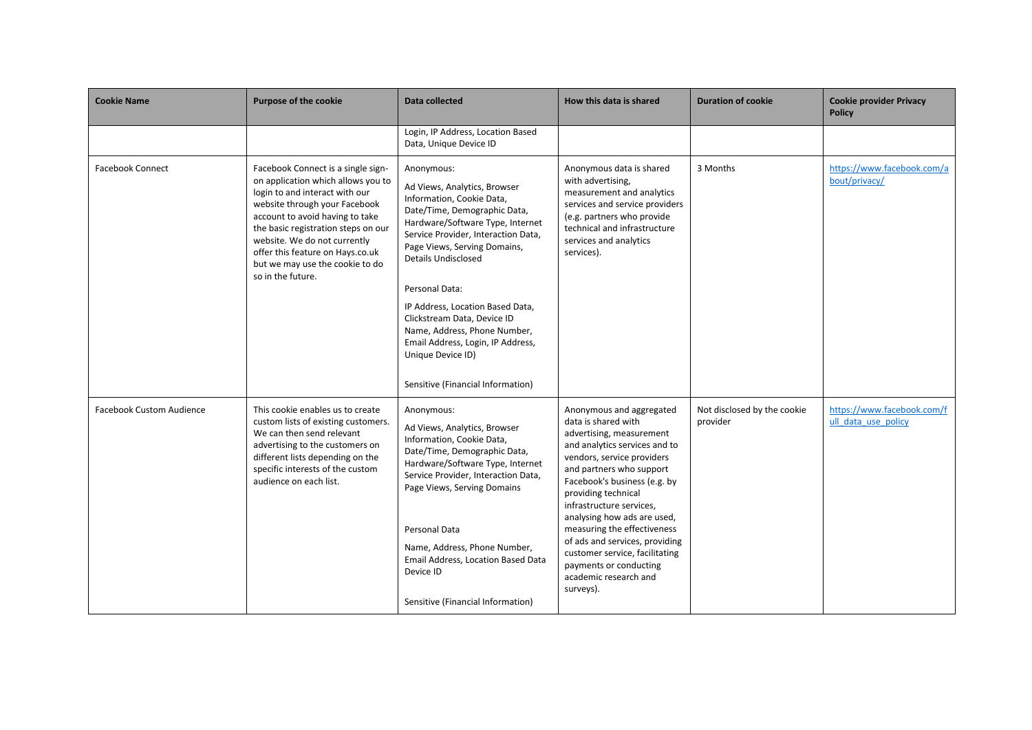| Cookie Name | Purpose of the cookie | Data collected | How this data is shared | Duration of cookie | Cookie provider Privacy Policy |
|---|---|---|---|---|---|
| | | Login, IP Address, Location Based Data, Unique Device ID | | | |
| Facebook Connect | Facebook Connect is a single sign-on application which allows you to login to and interact with our website through your Facebook account to avoid having to take the basic registration steps on our website. We do not currently offer this feature on Hays.co.uk but we may use the cookie to do so in the future. | Anonymous:<br><br>Ad Views, Analytics, Browser Information, Cookie Data, Date/Time, Demographic Data, Hardware/Software Type, Internet Service Provider, Interaction Data, Page Views, Serving Domains, Details Undisclosed<br><br>Personal Data:<br><br>IP Address, Location Based Data, Clickstream Data, Device ID Name, Address, Phone Number, Email Address, Login, IP Address, Unique Device ID)<br><br>Sensitive (Financial Information) | Anonymous data is shared with advertising, measurement and analytics services and service providers (e.g. partners who provide technical and infrastructure services and analytics services). | 3 Months | https://www.facebook.com/about/privacy/ |
| Facebook Custom Audience | This cookie enables us to create custom lists of existing customers. We can then send relevant advertising to the customers on different lists depending on the specific interests of the custom audience on each list. | Anonymous:<br><br>Ad Views, Analytics, Browser Information, Cookie Data, Date/Time, Demographic Data, Hardware/Software Type, Internet Service Provider, Interaction Data, Page Views, Serving Domains<br><br>Personal Data<br><br>Name, Address, Phone Number, Email Address, Location Based Data Device ID<br><br>Sensitive (Financial Information) | Anonymous and aggregated data is shared with advertising, measurement and analytics services and to vendors, service providers and partners who support Facebook's business (e.g. by providing technical infrastructure services, analysing how ads are used, measuring the effectiveness of ads and services, providing customer service, facilitating payments or conducting academic research and surveys). | Not disclosed by the cookie provider | https://www.facebook.com/full_data_use_policy |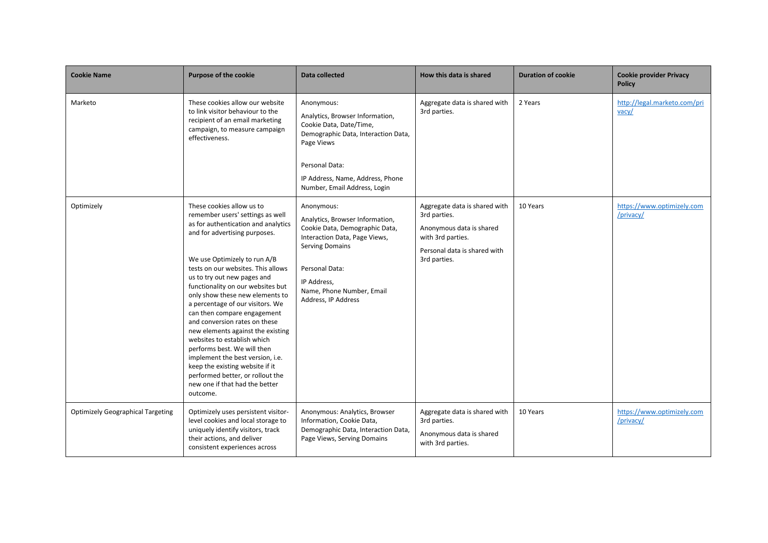| Cookie Name | Purpose of the cookie | Data collected | How this data is shared | Duration of cookie | Cookie provider Privacy Policy |
|---|---|---|---|---|---|
| Marketo | These cookies allow our website to link visitor behaviour to the recipient of an email marketing campaign, to measure campaign effectiveness. | Anonymous: Analytics, Browser Information, Cookie Data, Date/Time, Demographic Data, Interaction Data, Page Views<br><br>Personal Data: IP Address, Name, Address, Phone Number, Email Address, Login | Aggregate data is shared with 3rd parties. | 2 Years | http://legal.marketo.com/privacy/ |
| Optimizely | These cookies allow us to remember users' settings as well as for authentication and analytics and for advertising purposes.<br><br>We use Optimizely to run A/B tests on our websites. This allows us to try out new pages and functionality on our websites but only show these new elements to a percentage of our visitors. We can then compare engagement and conversion rates on these new elements against the existing websites to establish which performs best. We will then implement the best version, i.e. keep the existing website if it performed better, or rollout the new one if that had the better outcome. | Anonymous: Analytics, Browser Information, Cookie Data, Demographic Data, Interaction Data, Page Views, Serving Domains<br><br>Personal Data: IP Address, Name, Phone Number, Email Address, IP Address | Aggregate data is shared with 3rd parties.<br>Anonymous data is shared with 3rd parties.<br>Personal data is shared with 3rd parties. | 10 Years | https://www.optimizely.com/privacy/ |
| Optimizely Geographical Targeting | Optimizely uses persistent visitor-level cookies and local storage to uniquely identify visitors, track their actions, and deliver consistent experiences across | Anonymous: Analytics, Browser Information, Cookie Data, Demographic Data, Interaction Data, Page Views, Serving Domains | Aggregate data is shared with 3rd parties.<br>Anonymous data is shared with 3rd parties. | 10 Years | https://www.optimizely.com/privacy/ |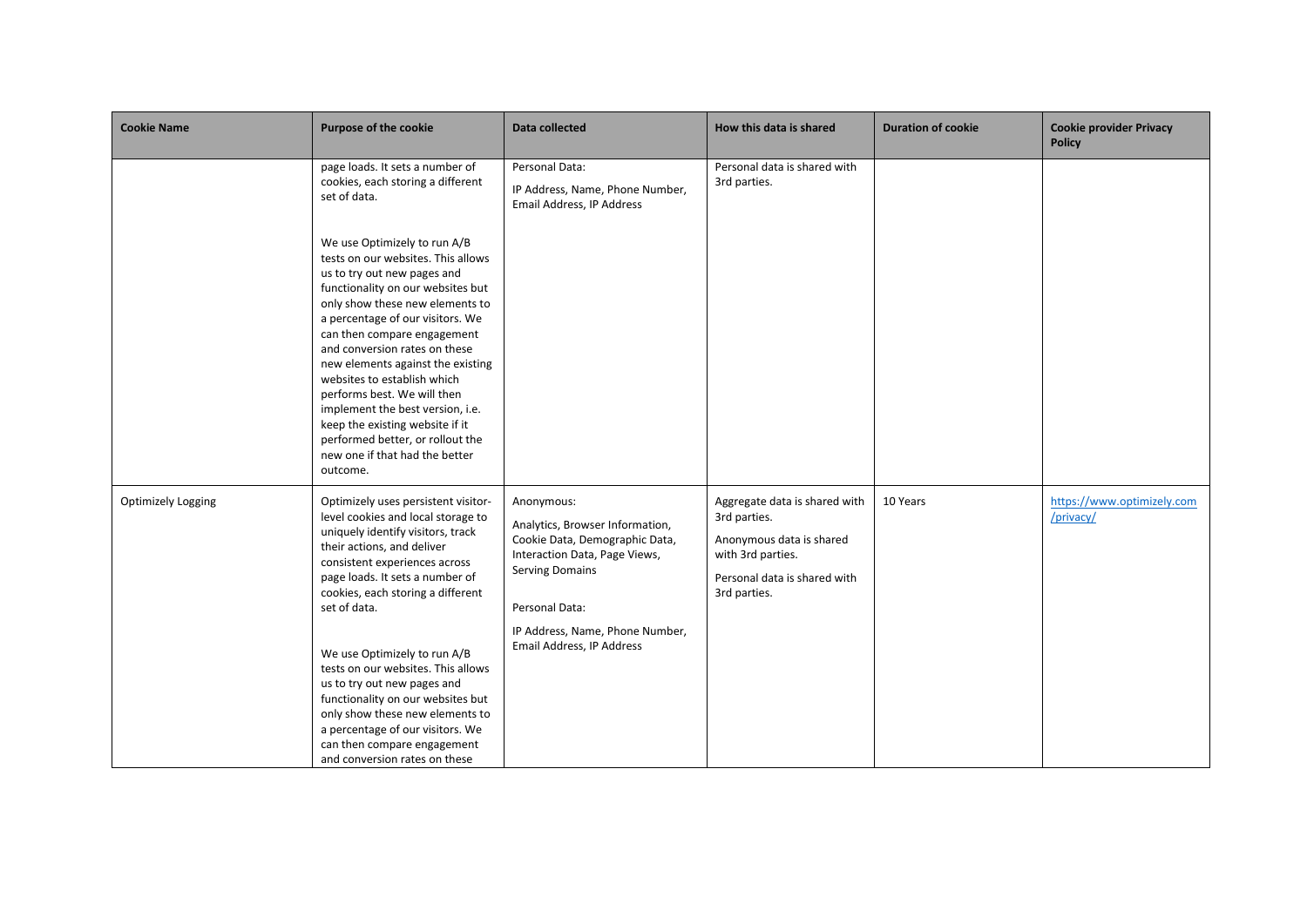| Cookie Name | Purpose of the cookie | Data collected | How this data is shared | Duration of cookie | Cookie provider Privacy Policy |
|---|---|---|---|---|---|
| | page loads. It sets a number of cookies, each storing a different set of data.<br><br>We use Optimizely to run A/B tests on our websites. This allows us to try out new pages and functionality on our websites but only show these new elements to a percentage of our visitors. We can then compare engagement and conversion rates on these new elements against the existing websites to establish which performs best. We will then implement the best version, i.e. keep the existing website if it performed better, or rollout the new one if that had the better outcome. | Personal Data:<br><br>IP Address, Name, Phone Number, Email Address, IP Address | Personal data is shared with 3rd parties. | | |
| Optimizely Logging | Optimizely uses persistent visitor-level cookies and local storage to uniquely identify visitors, track their actions, and deliver consistent experiences across page loads. It sets a number of cookies, each storing a different set of data.<br><br>We use Optimizely to run A/B tests on our websites. This allows us to try out new pages and functionality on our websites but only show these new elements to a percentage of our visitors. We can then compare engagement and conversion rates on these | Anonymous:<br><br>Analytics, Browser Information, Cookie Data, Demographic Data, Interaction Data, Page Views, Serving Domains<br><br>Personal Data:<br><br>IP Address, Name, Phone Number, Email Address, IP Address | Aggregate data is shared with 3rd parties.<br><br>Anonymous data is shared with 3rd parties.<br><br>Personal data is shared with 3rd parties. | 10 Years | https://www.optimizely.com/privacy/ |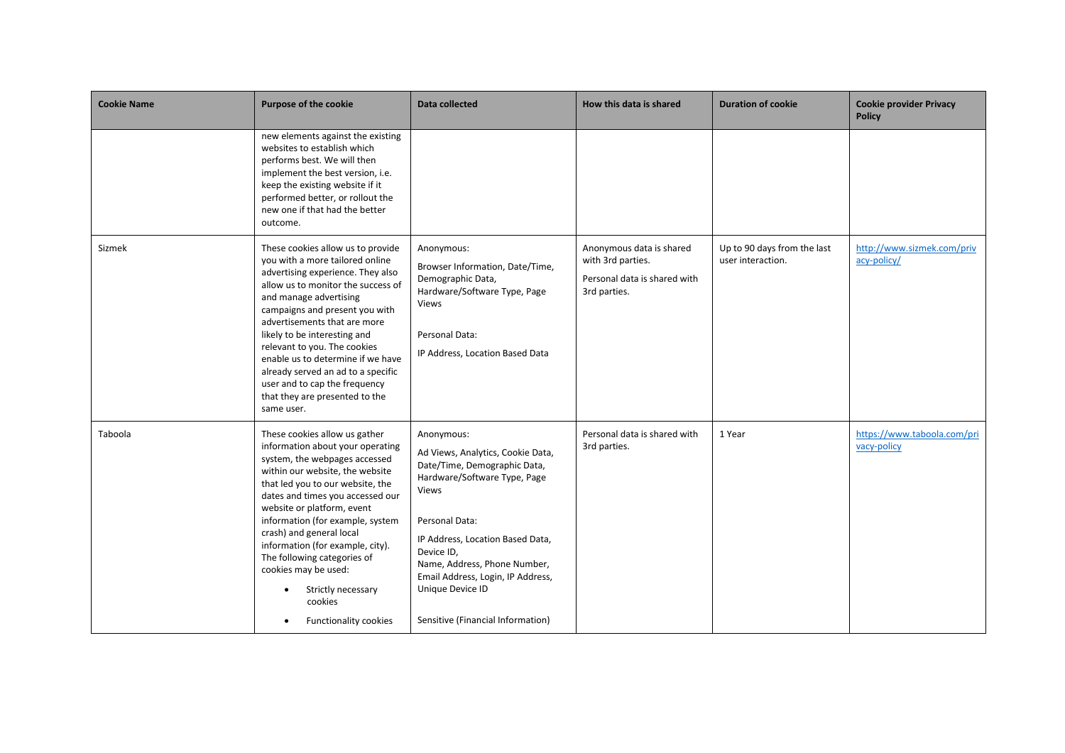| Cookie Name | Purpose of the cookie | Data collected | How this data is shared | Duration of cookie | Cookie provider Privacy Policy |
|---|---|---|---|---|---|
| | new elements against the existing websites to establish which performs best. We will then implement the best version, i.e. keep the existing website if it performed better, or rollout the new one if that had the better outcome. | | | | |
| Sizmek | These cookies allow us to provide you with a more tailored online advertising experience. They also allow us to monitor the success of and manage advertising campaigns and present you with advertisements that are more likely to be interesting and relevant to you. The cookies enable us to determine if we have already served an ad to a specific user and to cap the frequency that they are presented to the same user. | Anonymous:<br><br>Browser Information, Date/Time, Demographic Data, Hardware/Software Type, Page Views<br><br>Personal Data:<br><br>IP Address, Location Based Data | Anonymous data is shared with 3rd parties.<br><br>Personal data is shared with 3rd parties. | Up to 90 days from the last user interaction. | [http://www.sizmek.com/privacy-policy/](http://www.sizmek.com/privacy-policy/) |
| Taboola | These cookies allow us gather information about your operating system, the webpages accessed within our website, the website that led you to our website, the dates and times you accessed our website or platform, event information (for example, system crash) and general local information (for example, city). The following categories of cookies may be used:<br><br>• Strictly necessary cookies<br>• Functionality cookies | Anonymous:<br><br>Ad Views, Analytics, Cookie Data, Date/Time, Demographic Data, Hardware/Software Type, Page Views<br><br>Personal Data:<br><br>IP Address, Location Based Data, Device ID, Name, Address, Phone Number, Email Address, Login, IP Address, Unique Device ID<br><br>Sensitive (Financial Information) | Personal data is shared with 3rd parties. | 1 Year | [https://www.taboola.com/privacy-policy](https://www.taboola.com/privacy-policy) |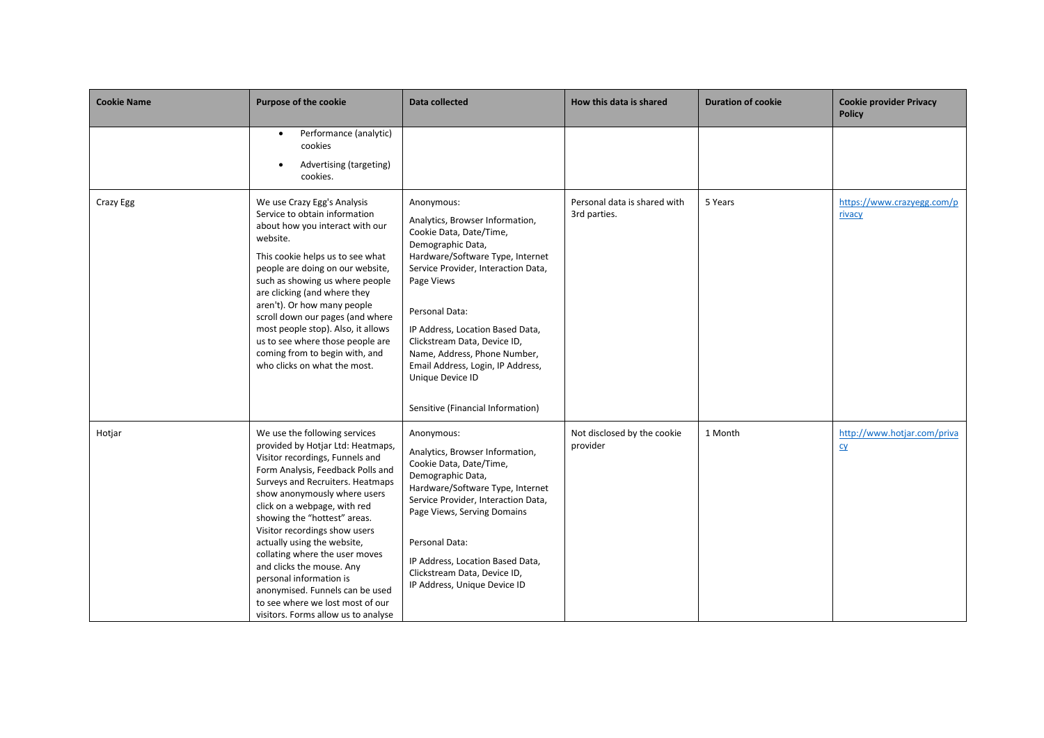| Cookie Name | Purpose of the cookie | Data collected | How this data is shared | Duration of cookie | Cookie provider Privacy Policy |
|---|---|---|---|---|---|
| | <ul><li>Performance (analytic) cookies</li><li>Advertising (targeting) cookies.</li></ul> | | | | |
| Crazy Egg | We use Crazy Egg's Analysis Service to obtain information about how you interact with our website.<br><br>This cookie helps us to see what people are doing on our website, such as showing us where people are clicking (and where they aren't). Or how many people scroll down our pages (and where most people stop). Also, it allows us to see where those people are coming from to begin with, and who clicks on what the most. | Anonymous:<br><br>Analytics, Browser Information, Cookie Data, Date/Time, Demographic Data, Hardware/Software Type, Internet Service Provider, Interaction Data, Page Views<br><br>Personal Data:<br><br>IP Address, Location Based Data, Clickstream Data, Device ID, Name, Address, Phone Number, Email Address, Login, IP Address, Unique Device ID<br><br>Sensitive (Financial Information) | Personal data is shared with 3rd parties. | 5 Years | https://www.crazyegg.com/privacy |
| Hotjar | We use the following services provided by Hotjar Ltd: Heatmaps, Visitor recordings, Funnels and Form Analysis, Feedback Polls and Surveys and Recruiters. Heatmaps show anonymously where users click on a webpage, with red showing the "hottest" areas. Visitor recordings show users actually using the website, collating where the user moves and clicks the mouse. Any personal information is anonymised. Funnels can be used to see where we lost most of our visitors. Forms allow us to analyse | Anonymous:<br><br>Analytics, Browser Information, Cookie Data, Date/Time, Demographic Data, Hardware/Software Type, Internet Service Provider, Interaction Data, Page Views, Serving Domains<br><br>Personal Data:<br><br>IP Address, Location Based Data, Clickstream Data, Device ID, IP Address, Unique Device ID | Not disclosed by the cookie provider | 1 Month | http://www.hotjar.com/privacy |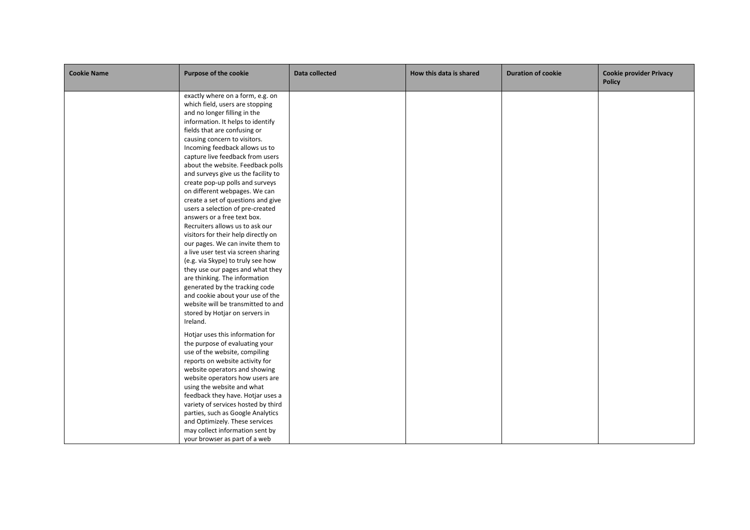| Cookie Name | Purpose of the cookie | Data collected | How this data is shared | Duration of cookie | Cookie provider Privacy Policy |
|---|---|---|---|---|---|
| | exactly where on a form, e.g. on which field, users are stopping and no longer filling in the information. It helps to identify fields that are confusing or causing concern to visitors. Incoming feedback allows us to capture live feedback from users about the website. Feedback polls and surveys give us the facility to create pop-up polls and surveys on different webpages. We can create a set of questions and give users a selection of pre-created answers or a free text box. Recruiters allows us to ask our visitors for their help directly on our pages. We can invite them to a live user test via screen sharing (e.g. via Skype) to truly see how they use our pages and what they are thinking. The information generated by the tracking code and cookie about your use of the website will be transmitted to and stored by Hotjar on servers in Ireland.<br><br>Hotjar uses this information for the purpose of evaluating your use of the website, compiling reports on website activity for website operators and showing website operators how users are using the website and what feedback they have. Hotjar uses a variety of services hosted by third parties, such as Google Analytics and Optimizely. These services may collect information sent by your browser as part of a web | | | | |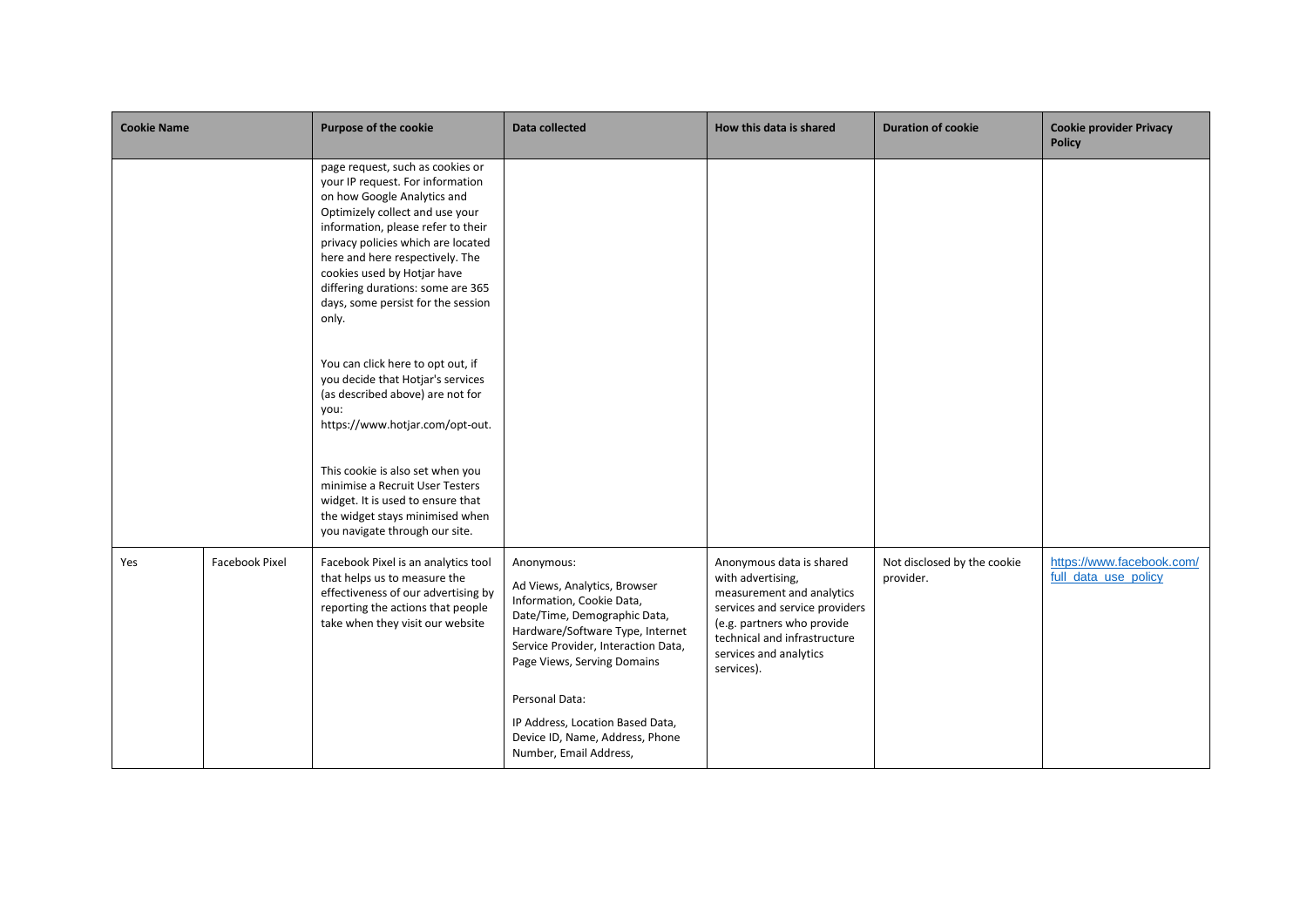| Cookie Name | | Purpose of the cookie | Data collected | How this data is shared | Duration of cookie | Cookie provider Privacy Policy |
|---|---|---|---|---|---|---|
| | | page request, such as cookies or your IP request. For information on how Google Analytics and Optimizely collect and use your information, please refer to their privacy policies which are located here and here respectively. The cookies used by Hotjar have differing durations: some are 365 days, some persist for the session only.<br><br>You can click here to opt out, if you decide that Hotjar's services (as described above) are not for you: https://www.hotjar.com/opt-out.<br><br>This cookie is also set when you minimise a Recruit User Testers widget. It is used to ensure that the widget stays minimised when you navigate through our site. | | | | |
| Yes | Facebook Pixel | Facebook Pixel is an analytics tool that helps us to measure the effectiveness of our advertising by reporting the actions that people take when they visit our website | Anonymous:<br><br>Ad Views, Analytics, Browser Information, Cookie Data, Date/Time, Demographic Data, Hardware/Software Type, Internet Service Provider, Interaction Data, Page Views, Serving Domains<br><br>Personal Data:<br><br>IP Address, Location Based Data, Device ID, Name, Address, Phone Number, Email Address, | Anonymous data is shared with advertising, measurement and analytics services and service providers (e.g. partners who provide technical and infrastructure services and analytics services). | Not disclosed by the cookie provider. | https://www.facebook.com/full_data_use_policy |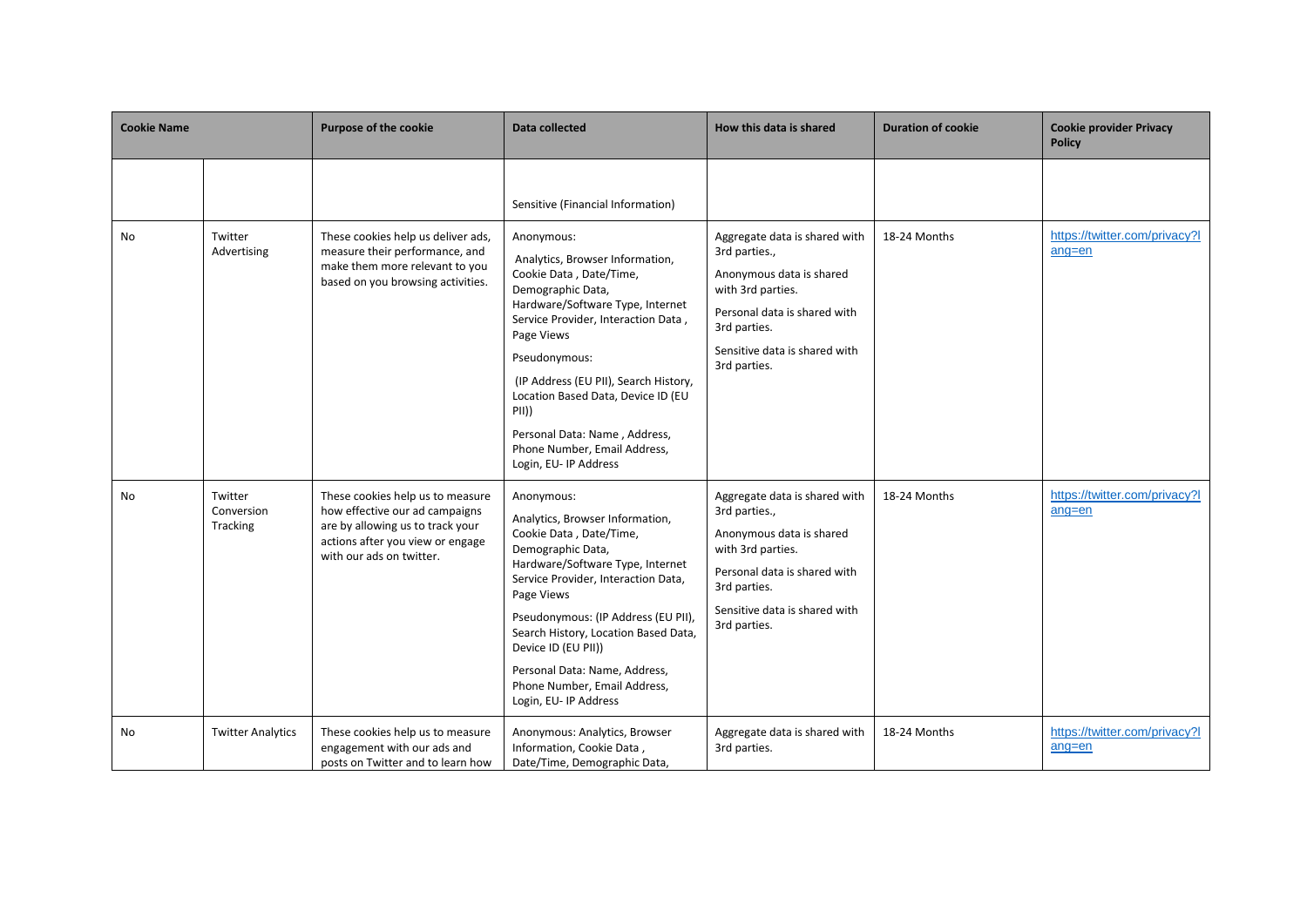| Cookie Name | | Purpose of the cookie | Data collected | How this data is shared | Duration of cookie | Cookie provider Privacy Policy |
|---|---|---|---|---|---|---|
| | | | Sensitive (Financial Information) | | | |
| No | Twitter Advertising | These cookies help us deliver ads, measure their performance, and make them more relevant to you based on you browsing activities. | Anonymous: Analytics, Browser Information, Cookie Data , Date/Time, Demographic Data, Hardware/Software Type, Internet Service Provider, Interaction Data , Page Views Pseudonymous: (IP Address (EU PII), Search History, Location Based Data, Device ID (EU PII)) Personal Data: Name , Address, Phone Number, Email Address, Login, EU- IP Address | Aggregate data is shared with 3rd parties., Anonymous data is shared with 3rd parties. Personal data is shared with 3rd parties. Sensitive data is shared with 3rd parties. | 18-24 Months | https://twitter.com/privacy?lang=en |
| No | Twitter Conversion Tracking | These cookies help us to measure how effective our ad campaigns are by allowing us to track your actions after you view or engage with our ads on twitter. | Anonymous: Analytics, Browser Information, Cookie Data , Date/Time, Demographic Data, Hardware/Software Type, Internet Service Provider, Interaction Data, Page Views Pseudonymous: (IP Address (EU PII), Search History, Location Based Data, Device ID (EU PII)) Personal Data: Name, Address, Phone Number, Email Address, Login, EU- IP Address | Aggregate data is shared with 3rd parties., Anonymous data is shared with 3rd parties. Personal data is shared with 3rd parties. Sensitive data is shared with 3rd parties. | 18-24 Months | https://twitter.com/privacy?lang=en |
| No | Twitter Analytics | These cookies help us to measure engagement with our ads and posts on Twitter and to learn how | Anonymous: Analytics, Browser Information, Cookie Data , Date/Time, Demographic Data, | Aggregate data is shared with 3rd parties. | 18-24 Months | https://twitter.com/privacy?lang=en |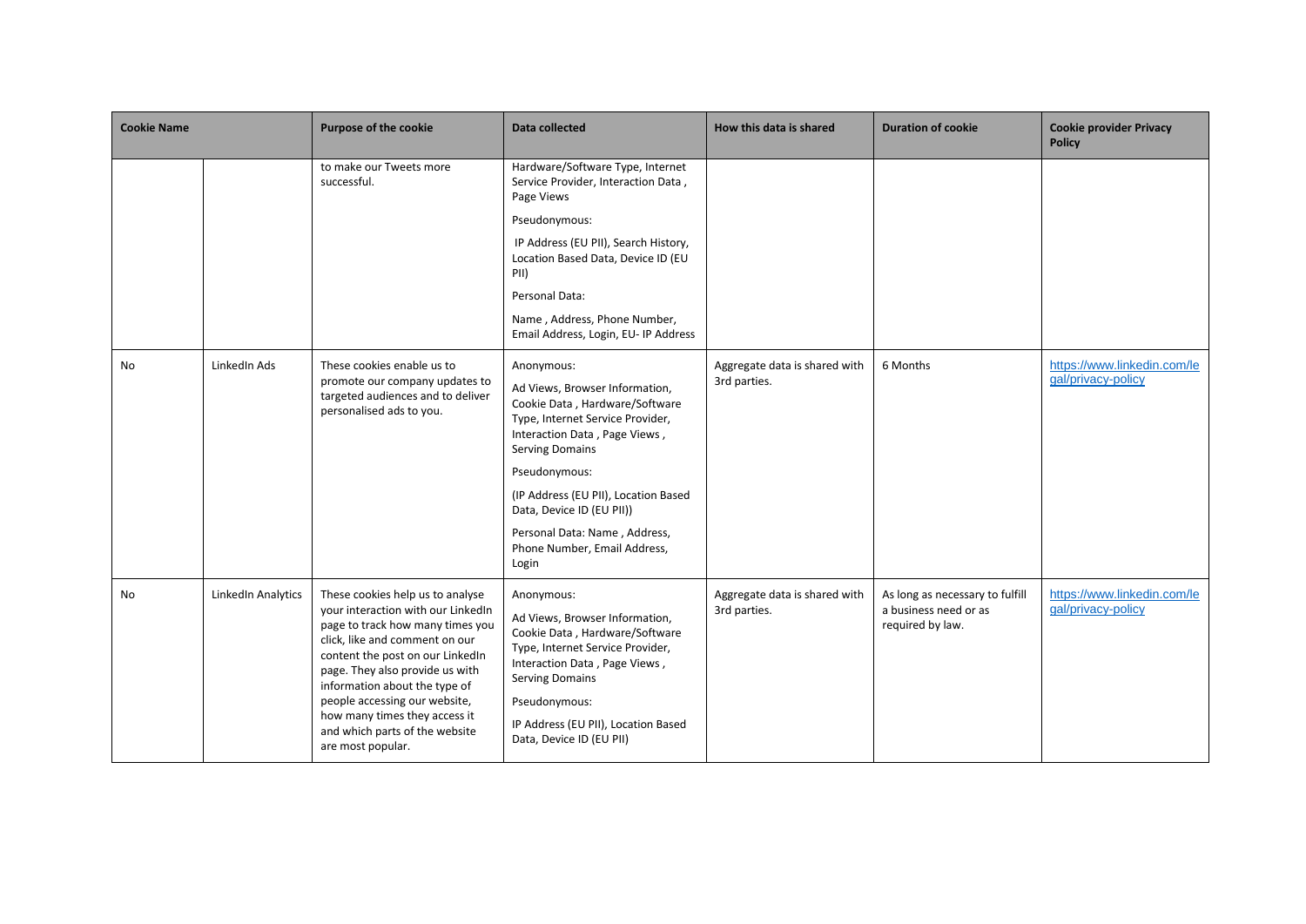| Cookie Name | | Purpose of the cookie | Data collected | How this data is shared | Duration of cookie | Cookie provider Privacy Policy |
|---|---|---|---|---|---|---|
| | | to make our Tweets more successful. | Hardware/Software Type, Internet Service Provider, Interaction Data , Page Views<br><br>Pseudonymous:<br><br>IP Address (EU PII), Search History, Location Based Data, Device ID (EU PII)<br><br>Personal Data:<br><br>Name , Address, Phone Number, Email Address, Login, EU- IP Address | | | |
| No | LinkedIn Ads | These cookies enable us to promote our company updates to targeted audiences and to deliver personalised ads to you. | Anonymous:<br><br>Ad Views, Browser Information, Cookie Data , Hardware/Software Type, Internet Service Provider, Interaction Data , Page Views , Serving Domains<br><br>Pseudonymous:<br><br>(IP Address (EU PII), Location Based Data, Device ID (EU PII))<br><br>Personal Data: Name , Address, Phone Number, Email Address, Login | Aggregate data is shared with 3rd parties. | 6 Months | https://www.linkedin.com/legal/privacy-policy |
| No | LinkedIn Analytics | These cookies help us to analyse your interaction with our LinkedIn page to track how many times you click, like and comment on our content the post on our LinkedIn page. They also provide us with information about the type of people accessing our website, how many times they access it and which parts of the website are most popular. | Anonymous:<br><br>Ad Views, Browser Information, Cookie Data , Hardware/Software Type, Internet Service Provider, Interaction Data , Page Views , Serving Domains<br><br>Pseudonymous:<br><br>IP Address (EU PII), Location Based Data, Device ID (EU PII) | Aggregate data is shared with 3rd parties. | As long as necessary to fulfill a business need or as required by law. | https://www.linkedin.com/legal/privacy-policy |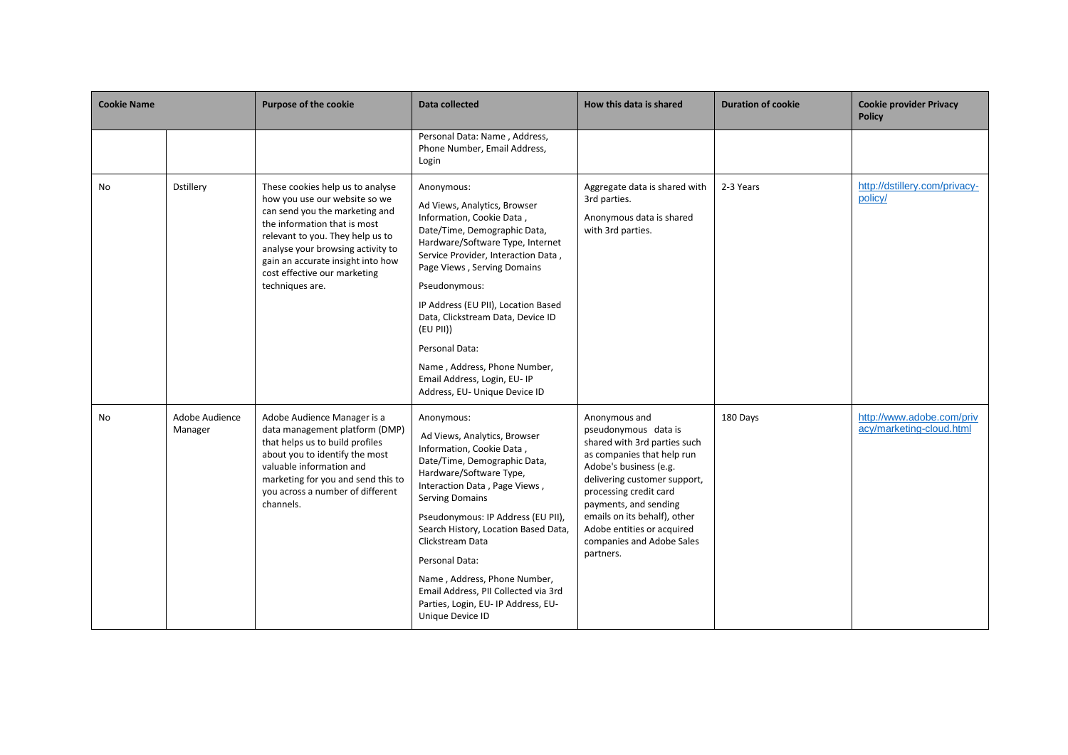| Cookie Name | | Purpose of the cookie | Data collected | How this data is shared | Duration of cookie | Cookie provider Privacy Policy |
|---|---|---|---|---|---|---|
| | | | Personal Data: Name , Address, Phone Number, Email Address, Login | | | |
| No | Dstillery | These cookies help us to analyse how you use our website so we can send you the marketing and the information that is most relevant to you. They help us to analyse your browsing activity to gain an accurate insight into how cost effective our marketing techniques are. | Anonymous:<br>Ad Views, Analytics, Browser Information, Cookie Data , Date/Time, Demographic Data, Hardware/Software Type, Internet Service Provider, Interaction Data , Page Views , Serving Domains<br>Pseudonymous:<br>IP Address (EU PII), Location Based Data, Clickstream Data, Device ID (EU PII))<br>Personal Data:<br>Name , Address, Phone Number, Email Address, Login, EU- IP Address, EU- Unique Device ID | Aggregate data is shared with 3rd parties.<br>Anonymous data is shared with 3rd parties. | 2-3 Years | http://dstillery.com/privacy-policy/ |
| No | Adobe Audience Manager | Adobe Audience Manager is a data management platform (DMP) that helps us to build profiles about you to identify the most valuable information and marketing for you and send this to you across a number of different channels. | Anonymous:<br>Ad Views, Analytics, Browser Information, Cookie Data , Date/Time, Demographic Data, Hardware/Software Type, Interaction Data , Page Views , Serving Domains<br>Pseudonymous: IP Address (EU PII), Search History, Location Based Data, Clickstream Data<br>Personal Data:<br>Name , Address, Phone Number, Email Address, PII Collected via 3rd Parties, Login, EU- IP Address, EU- Unique Device ID | Anonymous and pseudonymous data is shared with 3rd parties such as companies that help run Adobe's business (e.g. delivering customer support, processing credit card payments, and sending emails on its behalf), other Adobe entities or acquired companies and Adobe Sales partners. | 180 Days | http://www.adobe.com/privacy/marketing-cloud.html |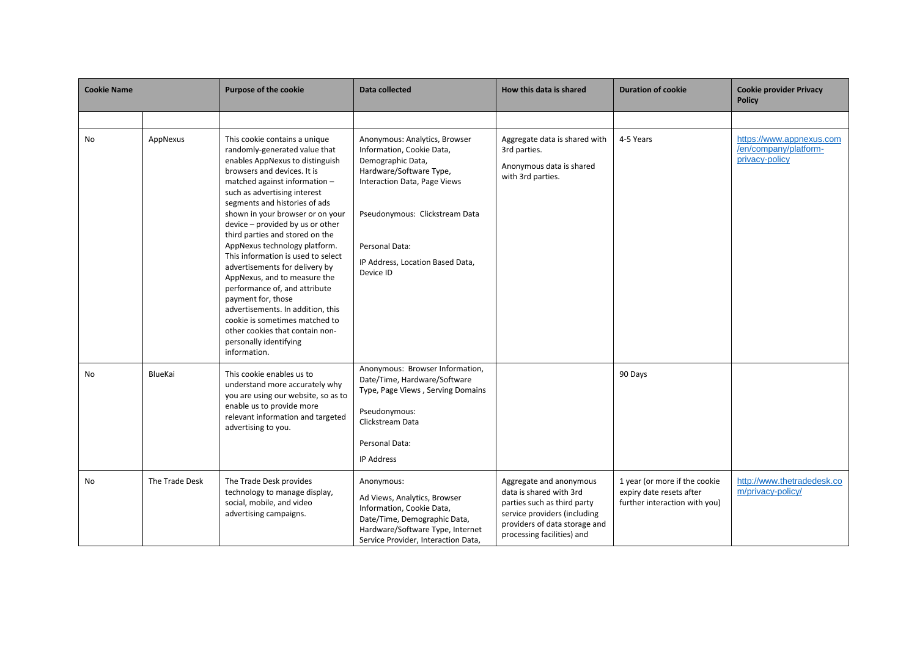| Cookie Name | | Purpose of the cookie | Data collected | How this data is shared | Duration of cookie | Cookie provider Privacy Policy |
|---|---|---|---|---|---|---|
| | | | | | | |
| No | AppNexus | This cookie contains a unique randomly-generated value that enables AppNexus to distinguish browsers and devices. It is matched against information – such as advertising interest segments and histories of ads shown in your browser or on your device – provided by us or other third parties and stored on the AppNexus technology platform. This information is used to select advertisements for delivery by AppNexus, and to measure the performance of, and attribute payment for, those advertisements. In addition, this cookie is sometimes matched to other cookies that contain non-personally identifying information. | Anonymous: Analytics, Browser Information, Cookie Data, Demographic Data, Hardware/Software Type, Interaction Data, Page Views<br><br>Pseudonymous: Clickstream Data<br><br>Personal Data:<br>IP Address, Location Based Data, Device ID | Aggregate data is shared with 3rd parties.<br>Anonymous data is shared with 3rd parties. | 4-5 Years | https://www.appnexus.com/en/company/platform-privacy-policy |
| No | BlueKai | This cookie enables us to understand more accurately why you are using our website, so as to enable us to provide more relevant information and targeted advertising to you. | Anonymous: Browser Information, Date/Time, Hardware/Software Type, Page Views , Serving Domains<br><br>Pseudonymous:<br>Clickstream Data<br><br>Personal Data:<br>IP Address | | 90 Days | |
| No | The Trade Desk | The Trade Desk provides technology to manage display, social, mobile, and video advertising campaigns. | Anonymous:<br>Ad Views, Analytics, Browser Information, Cookie Data, Date/Time, Demographic Data, Hardware/Software Type, Internet Service Provider, Interaction Data, | Aggregate and anonymous data is shared with 3rd parties such as third party service providers (including providers of data storage and processing facilities) and | 1 year (or more if the cookie expiry date resets after further interaction with you) | http://www.thetradedesk.com/privacy-policy/ |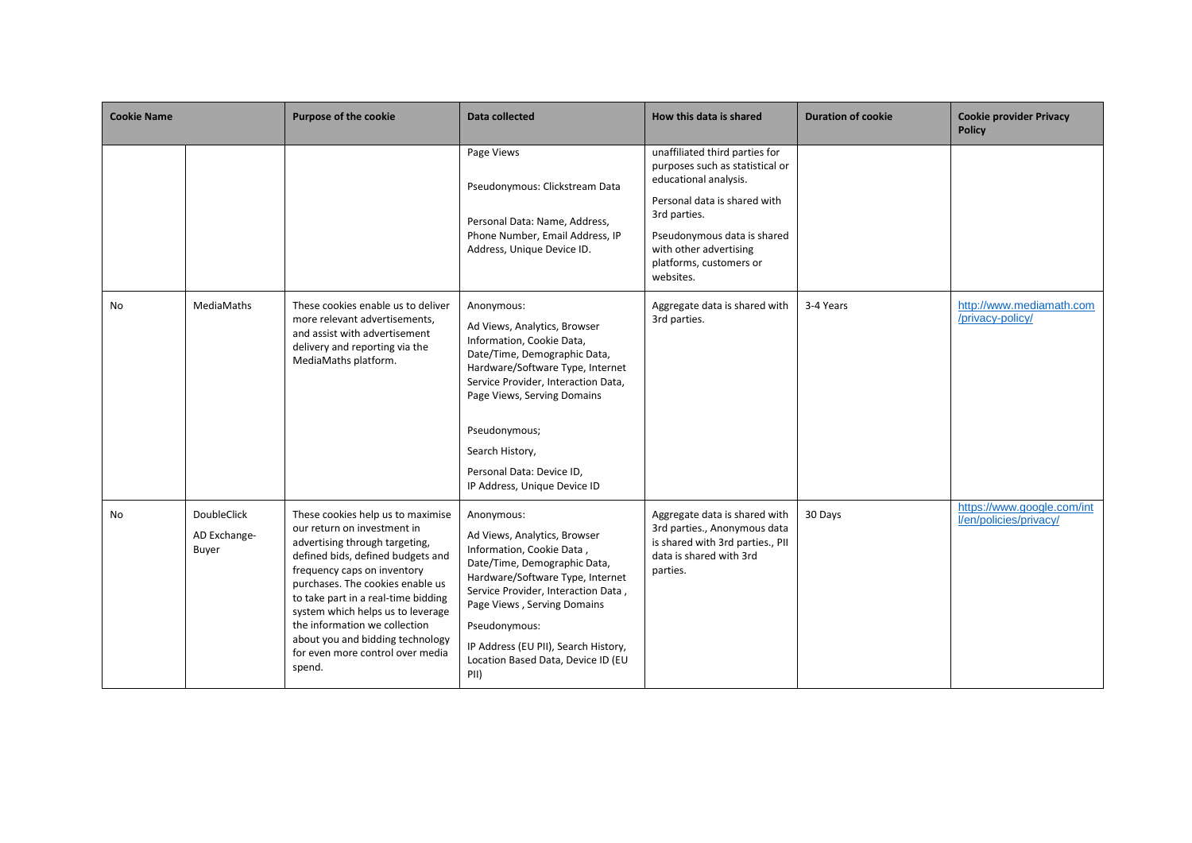| Cookie Name | | Purpose of the cookie | Data collected | How this data is shared | Duration of cookie | Cookie provider Privacy Policy |
|---|---|---|---|---|---|---|
| | | | Page Views<br><br>Pseudonymous: Clickstream Data<br><br>Personal Data: Name, Address, Phone Number, Email Address, IP Address, Unique Device ID. | unaffiliated third parties for purposes such as statistical or educational analysis.<br><br>Personal data is shared with 3rd parties.<br><br>Pseudonymous data is shared with other advertising platforms, customers or websites. | | |
| No | MediaMaths | These cookies enable us to deliver more relevant advertisements, and assist with advertisement delivery and reporting via the MediaMaths platform. | Anonymous:<br><br>Ad Views, Analytics, Browser Information, Cookie Data, Date/Time, Demographic Data, Hardware/Software Type, Internet Service Provider, Interaction Data, Page Views, Serving Domains<br><br>Pseudonymous;<br><br>Search History,<br><br>Personal Data: Device ID, IP Address, Unique Device ID | Aggregate data is shared with 3rd parties. | 3-4 Years | http://www.mediamath.com/privacy-policy/ |
| No | DoubleClick AD Exchange-Buyer | These cookies help us to maximise our return on investment in advertising through targeting, defined bids, defined budgets and frequency caps on inventory purchases. The cookies enable us to take part in a real-time bidding system which helps us to leverage the information we collection about you and bidding technology for even more control over media spend. | Anonymous:<br><br>Ad Views, Analytics, Browser Information, Cookie Data , Date/Time, Demographic Data, Hardware/Software Type, Internet Service Provider, Interaction Data , Page Views , Serving Domains<br><br>Pseudonymous:<br><br>IP Address (EU PII), Search History, Location Based Data, Device ID (EU PII) | Aggregate data is shared with 3rd parties., Anonymous data is shared with 3rd parties., PII data is shared with 3rd parties. | 30 Days | https://www.google.com/intl/en/policies/privacy/ |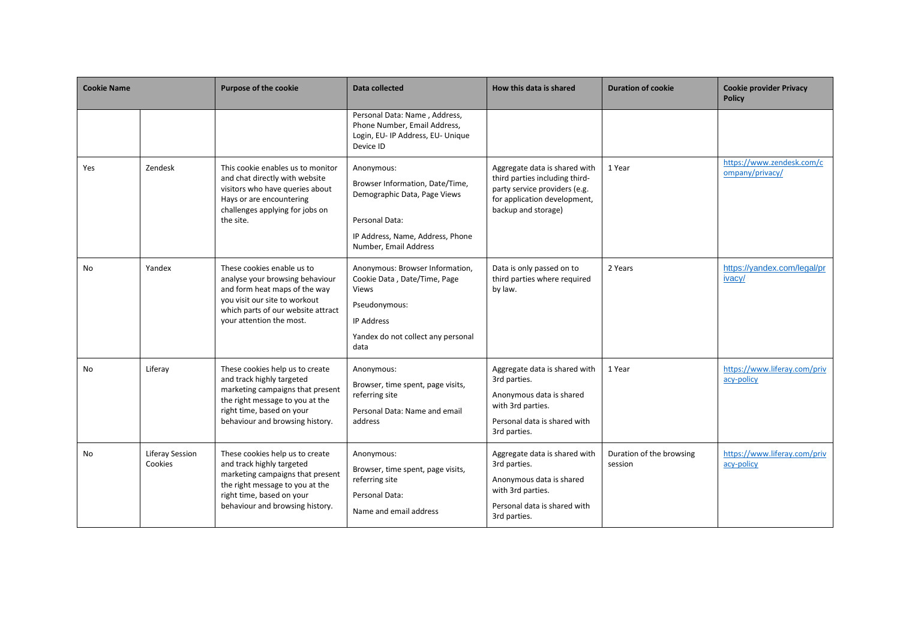| Cookie Name | | Purpose of the cookie | Data collected | How this data is shared | Duration of cookie | Cookie provider Privacy Policy |
|---|---|---|---|---|---|---|
| | | | Personal Data: Name , Address, Phone Number, Email Address, Login, EU- IP Address, EU- Unique Device ID | | | |
| Yes | Zendesk | This cookie enables us to monitor and chat directly with website visitors who have queries about Hays or are encountering challenges applying for jobs on the site. | Anonymous:<br>Browser Information, Date/Time, Demographic Data, Page Views<br><br>Personal Data:<br>IP Address, Name, Address, Phone Number, Email Address | Aggregate data is shared with third parties including third-party service providers (e.g. for application development, backup and storage) | 1 Year | https://www.zendesk.com/company/privacy/ |
| No | Yandex | These cookies enable us to analyse your browsing behaviour and form heat maps of the way you visit our site to workout which parts of our website attract your attention the most. | Anonymous: Browser Information, Cookie Data , Date/Time, Page Views<br>Pseudonymous:<br>IP Address<br>Yandex do not collect any personal data | Data is only passed on to third parties where required by law. | 2 Years | https://yandex.com/legal/privacy/ |
| No | Liferay | These cookies help us to create and track highly targeted marketing campaigns that present the right message to you at the right time, based on your behaviour and browsing history. | Anonymous:<br>Browser, time spent, page visits, referring site<br>Personal Data: Name and email address | Aggregate data is shared with 3rd parties.<br>Anonymous data is shared with 3rd parties.<br>Personal data is shared with 3rd parties. | 1 Year | https://www.liferay.com/privacy-policy |
| No | Liferay Session Cookies | These cookies help us to create and track highly targeted marketing campaigns that present the right message to you at the right time, based on your behaviour and browsing history. | Anonymous:<br>Browser, time spent, page visits, referring site<br>Personal Data:<br>Name and email address | Aggregate data is shared with 3rd parties.<br>Anonymous data is shared with 3rd parties.<br>Personal data is shared with 3rd parties. | Duration of the browsing session | https://www.liferay.com/privacy-policy |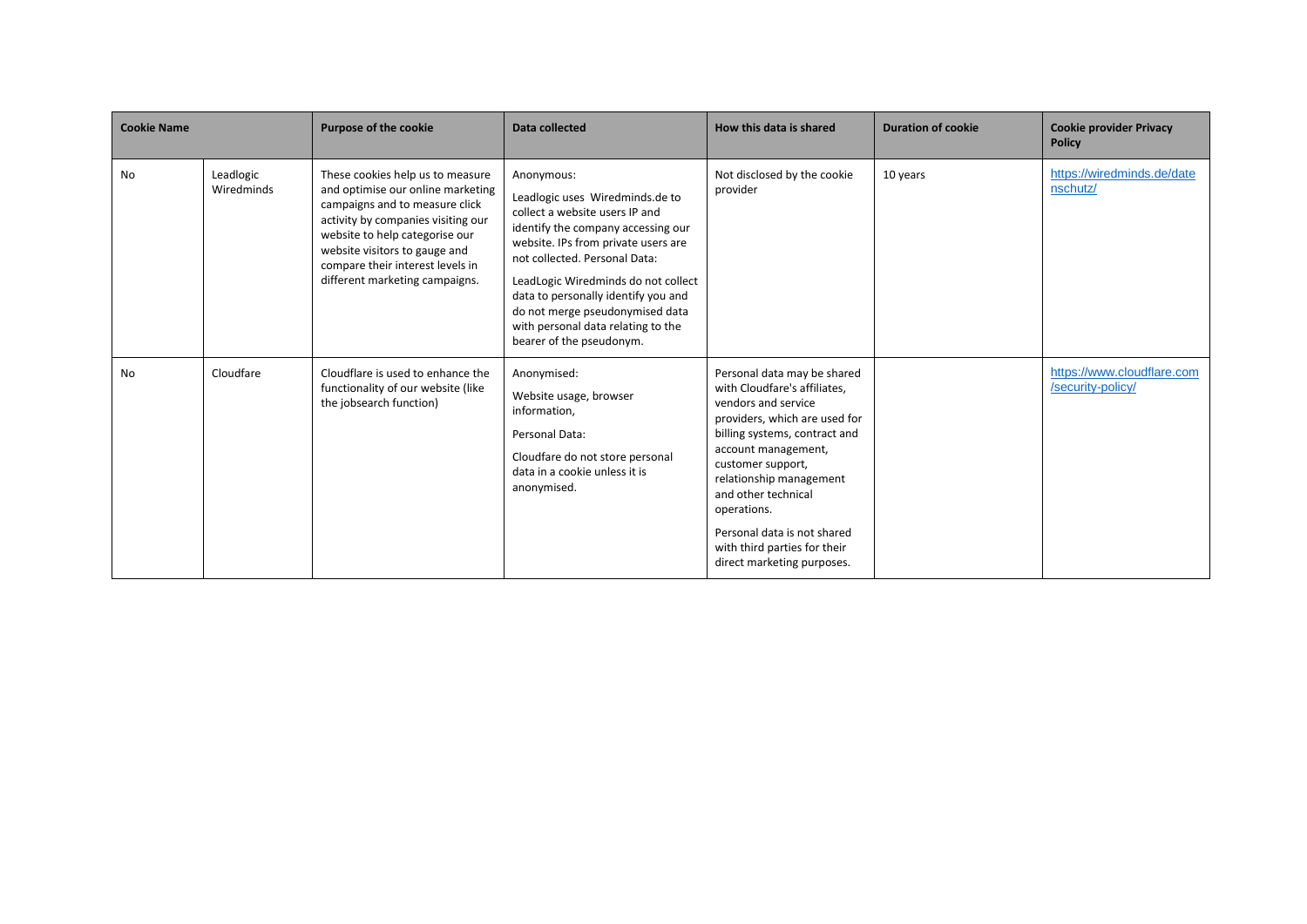| Cookie Name | | Purpose of the cookie | Data collected | How this data is shared | Duration of cookie | Cookie provider Privacy Policy |
|---|---|---|---|---|---|---|
| No | Leadlogic Wiredminds | These cookies help us to measure and optimise our online marketing campaigns and to measure click activity by companies visiting our website to help categorise our website visitors to gauge and compare their interest levels in different marketing campaigns. | Anonymous:<br>Leadlogic uses Wiredminds.de to collect a website users IP and identify the company accessing our website. IPs from private users are not collected. Personal Data:<br>LeadLogic Wiredminds do not collect data to personally identify you and do not merge pseudonymised data with personal data relating to the bearer of the pseudonym. | Not disclosed by the cookie provider | 10 years | https://wiredminds.de/datenschutz/ |
| No | Cloudfare | Cloudflare is used to enhance the functionality of our website (like the jobsearch function) | Anonymised:<br>Website usage, browser information,<br>Personal Data:<br>Cloudfare do not store personal data in a cookie unless it is anonymised. | Personal data may be shared with Cloudfare's affiliates, vendors and service providers, which are used for billing systems, contract and account management, customer support, relationship management and other technical operations.<br>Personal data is not shared with third parties for their direct marketing purposes. | | https://www.cloudflare.com/security-policy/ |